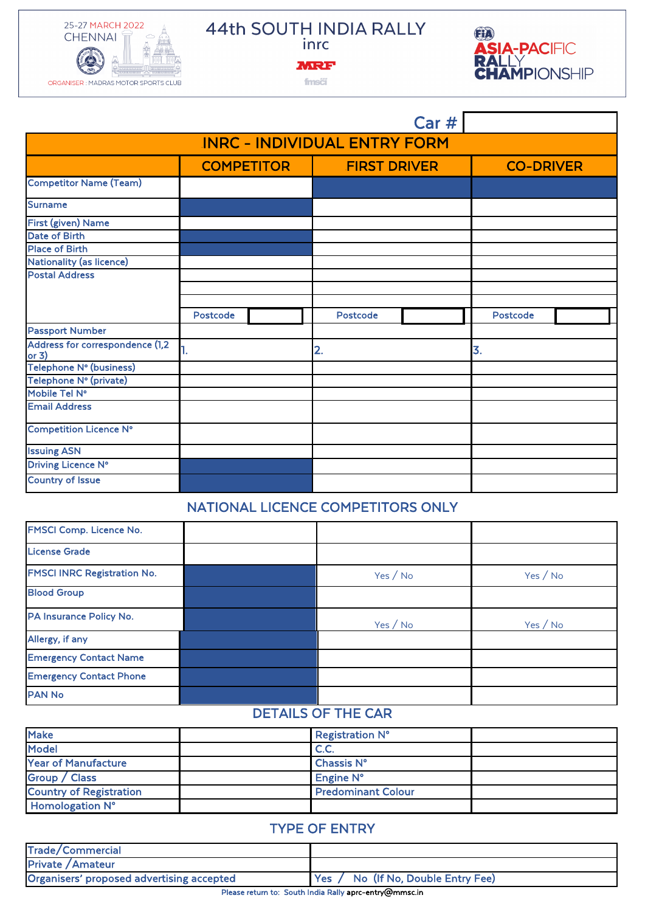25-27 MARCH 2022
CHENNAI

ORGANISER : MADRAS MOTOR SPORTS CLUB

# 44th SOUTH INDIA RALLY

inrc

MRF

fmsci

FIA ASIA-PACIFIC RALLY CHAMPIONSHIP

**Car #**

## INRC - INDIVIDUAL ENTRY FORM

| | COMPETITOR | FIRST DRIVER | CO-DRIVER |
|---|---|---|---|
| Competitor Name (Team) | | | |
| Surname | | | |
| First (given) Name | | | |
| Date of Birth | | | |
| Place of Birth | | | |
| Nationality (as licence) | | | |
| Postal Address | | | |
| | | | |
| | | | |
| | Postcode | Postcode | Postcode |
| Passport Number | | | |
| Address for correspondence (1,2 or 3) | 1. | 2. | 3. |
| Telephone N° (business) | | | |
| Telephone N° (private) | | | |
| Mobile Tel N° | | | |
| Email Address | | | |
| Competition Licence N° | | | |
| Issuing ASN | | | |
| Driving Licence N° | | | |
| Country of Issue | | | |

## NATIONAL LICENCE COMPETITORS ONLY

| | | | |
|---|---|---|---|
| FMSCI Comp. Licence No. | | | |
| License Grade | | | |
| FMSCI INRC Registration No. | | Yes / No | Yes / No |
| Blood Group | | | |
| PA Insurance Policy No. | | Yes / No | Yes / No |
| Allergy, if any | | | |
| Emergency Contact Name | | | |
| Emergency Contact Phone | | | |
| PAN No | | | |

## DETAILS OF THE CAR

| | | | |
|---|---|---|---|
| Make | | Registration N° | |
| Model | | C.C. | |
| Year of Manufacture | | Chassis N° | |
| Group / Class | | Engine N° | |
| Country of Registration | | Predominant Colour | |
| Homologation N° | | | |

## TYPE OF ENTRY

| | |
|---|---|
| Trade/Commercial | |
| Private /Amateur | |
| Organisers' proposed advertising accepted | Yes / No (If No, Double Entry Fee) |

Please return to: South India Rally aprc-entry@mmsc.in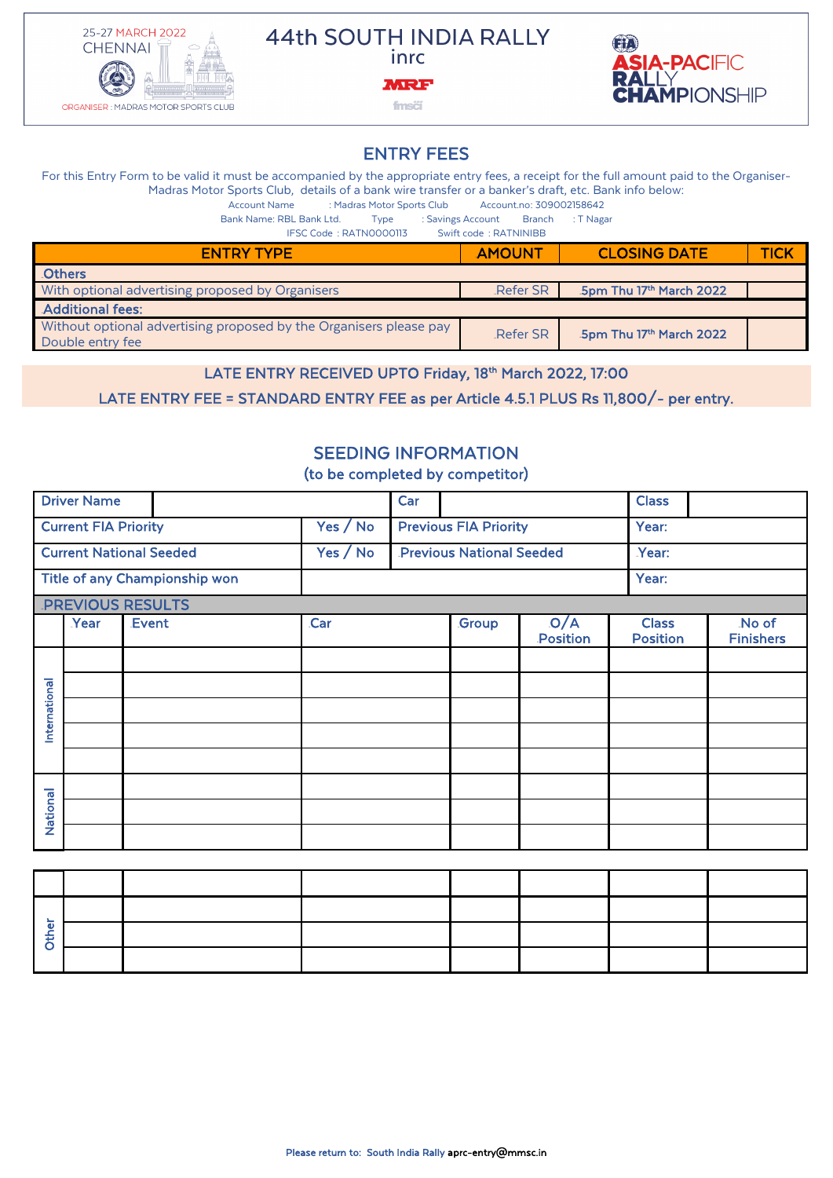25-27 MARCH 2022
CHENNAI

ORGANISER : MADRAS MOTOR SPORTS CLUB

# 44th SOUTH INDIA RALLY

inrc

ASIA-PACIFIC RALLY CHAMPIONSHIP

## ENTRY FEES

For this Entry Form to be valid it must be accompanied by the appropriate entry fees, a receipt for the full amount paid to the Organiser- Madras Motor Sports Club, details of a bank wire transfer or a banker's draft, etc. Bank info below:

Account Name : Madras Motor Sports Club Account.no: 309002158642
Bank Name: RBL Bank Ltd. Type : Savings Account Branch : T Nagar
IFSC Code : RATN0000113 Swift code : RATNINBB

| ENTRY TYPE | AMOUNT | CLOSING DATE | TICK |
|---|---|---|---|
| **Others** | | | |
| With optional advertising proposed by Organisers | Refer SR | 5pm Thu 17th March 2022 | |
| **Additional fees:** | | | |
| Without optional advertising proposed by the Organisers please pay Double entry fee | Refer SR | 5pm Thu 17th March 2022 | |

**LATE ENTRY RECEIVED UPTO Friday, 18th March 2022, 17:00**

**LATE ENTRY FEE = STANDARD ENTRY FEE as per Article 4.5.1 PLUS Rs 11,800/- per entry.**

## SEEDING INFORMATION

(to be completed by competitor)

| | | | | | |
|---|---|---|---|---|---|
| Driver Name | | Car | | Class | |
| Current FIA Priority | Yes / No | Previous FIA Priority | | Year: | |
| Current National Seeded | Yes / No | Previous National Seeded | | Year: | |
| Title of any Championship won | | | | Year: | |

**PREVIOUS RESULTS**

| | Year | Event | Car | Group | O/A Position | Class Position | No of Finishers |
|---|---|---|---|---|---|---|---|
| International | | | | | | | |
| | | | | | | | |
| | | | | | | | |
| | | | | | | | |
| | | | | | | | |
| National | | | | | | | |
| | | | | | | | |
| | | | | | | | |

| | | | | | | | |
|---|---|---|---|---|---|---|---|
| | | | | | | | |
| Other | | | | | | | |
| | | | | | | | |
| | | | | | | | |

Please return to: South India Rally aprc-entry@mmsc.in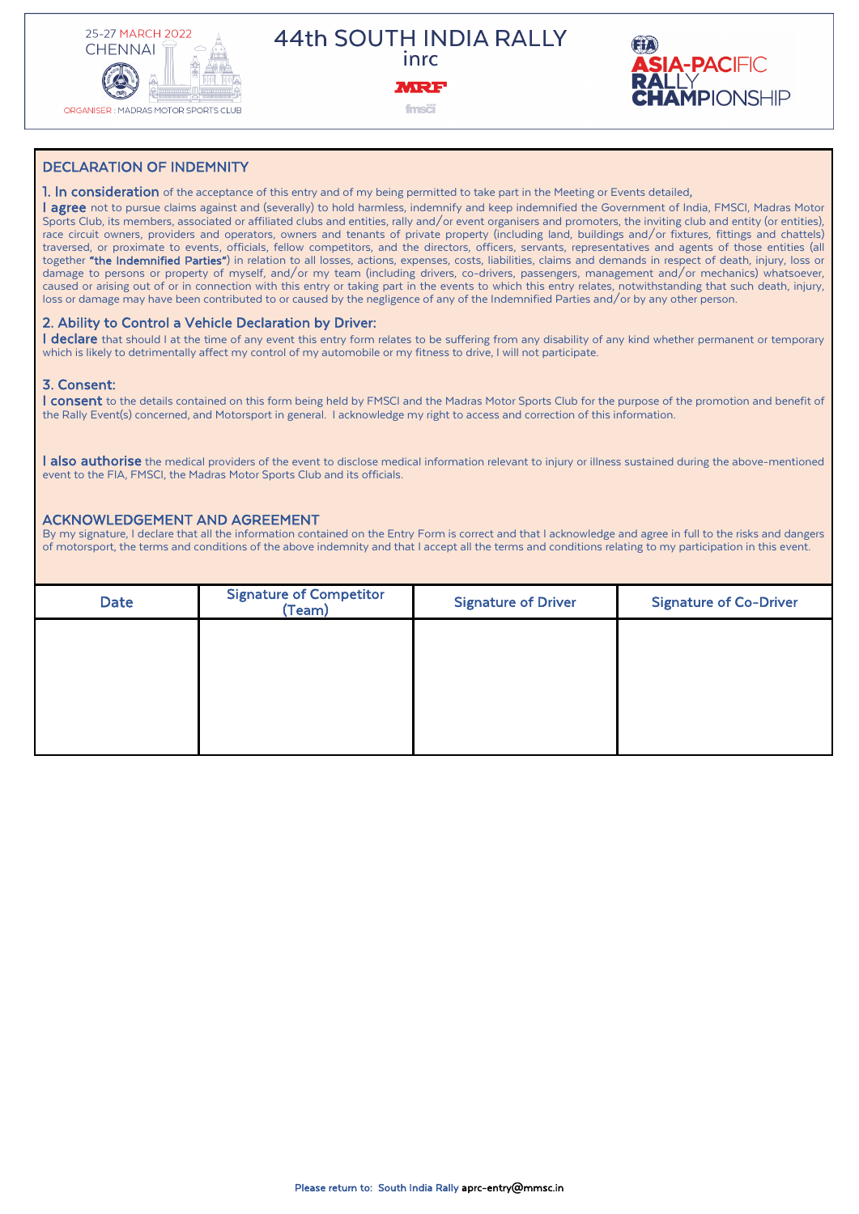25-27 MARCH 2022
CHENNAI
ORGANISER : MADRAS MOTOR SPORTS CLUB

# 44th SOUTH INDIA RALLY

inrc

MRF

fmsci

FIA ASIA-PACIFIC RALLY CHAMPIONSHIP

## DECLARATION OF INDEMNITY

**1. In consideration** of the acceptance of this entry and of my being permitted to take part in the Meeting or Events detailed,

**I agree** not to pursue claims against and (severally) to hold harmless, indemnify and keep indemnified the Government of India, FMSCI, Madras Motor Sports Club, its members, associated or affiliated clubs and entities, rally and/or event organisers and promoters, the inviting club and entity (or entities), race circuit owners, providers and operators, owners and tenants of private property (including land, buildings and/or fixtures, fittings and chattels) traversed, or proximate to events, officials, fellow competitors, and the directors, officers, servants, representatives and agents of those entities (all together **"the Indemnified Parties"**) in relation to all losses, actions, expenses, costs, liabilities, claims and demands in respect of death, injury, loss or damage to persons or property of myself, and/or my team (including drivers, co-drivers, passengers, management and/or mechanics) whatsoever, caused or arising out of or in connection with this entry or taking part in the events to which this entry relates, notwithstanding that such death, injury, loss or damage may have been contributed to or caused by the negligence of any of the Indemnified Parties and/or by any other person.

### 2. Ability to Control a Vehicle Declaration by Driver:

**I declare** that should I at the time of any event this entry form relates to be suffering from any disability of any kind whether permanent or temporary which is likely to detrimentally affect my control of my automobile or my fitness to drive, I will not participate.

### 3. Consent:

**I consent** to the details contained on this form being held by FMSCI and the Madras Motor Sports Club for the purpose of the promotion and benefit of the Rally Event(s) concerned, and Motorsport in general. I acknowledge my right to access and correction of this information.

**I also authorise** the medical providers of the event to disclose medical information relevant to injury or illness sustained during the above-mentioned event to the FIA, FMSCI, the Madras Motor Sports Club and its officials.

## ACKNOWLEDGEMENT AND AGREEMENT

By my signature, I declare that all the information contained on the Entry Form is correct and that I acknowledge and agree in full to the risks and dangers of motorsport, the terms and conditions of the above indemnity and that I accept all the terms and conditions relating to my participation in this event.

| Date | Signature of Competitor (Team) | Signature of Driver | Signature of Co-Driver |
|---|---|---|---|
| | | | |

Please return to: South India Rally aprc-entry@mmsc.in